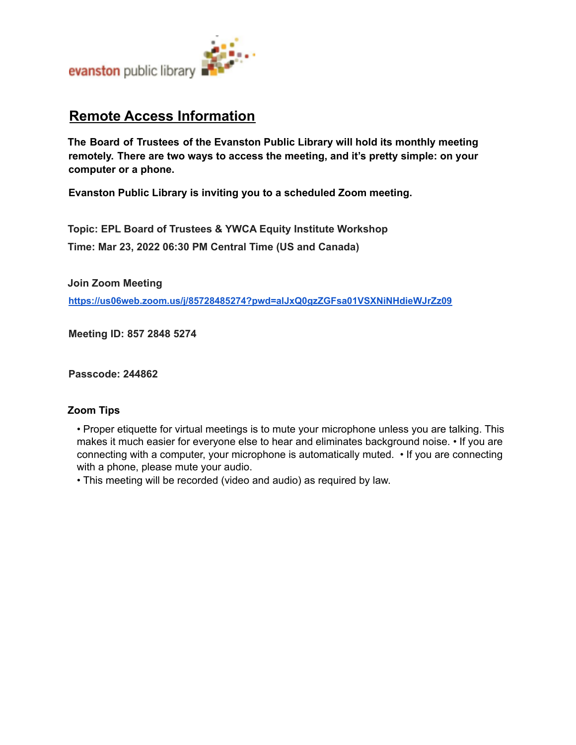evanston public library

## Remote Access Information

**The Board of Trustees of the Evanston Public Library will hold its monthly meeting remotely. There are two ways to access the meeting, and it's pretty simple: on your computer or a phone.**

**Evanston Public Library is inviting you to a scheduled Zoom meeting.**

**Topic: EPL Board of Trustees & YWCA Equity Institute Workshop**

**Time: Mar 23, 2022 06:30 PM Central Time (US and Canada)**

**Join Zoom Meeting**

**https://us06web.zoom.us/j/85728485274?pwd=alJxQ0gzZGFsa01VSXNiNHdieWJrZz09**

**Meeting ID: 857 2848 5274**

**Passcode: 244862**

**Zoom Tips**

- Proper etiquette for virtual meetings is to mute your microphone unless you are talking. This makes it much easier for everyone else to hear and eliminates background noise. • If you are connecting with a computer, your microphone is automatically muted. • If you are connecting with a phone, please mute your audio.
- This meeting will be recorded (video and audio) as required by law.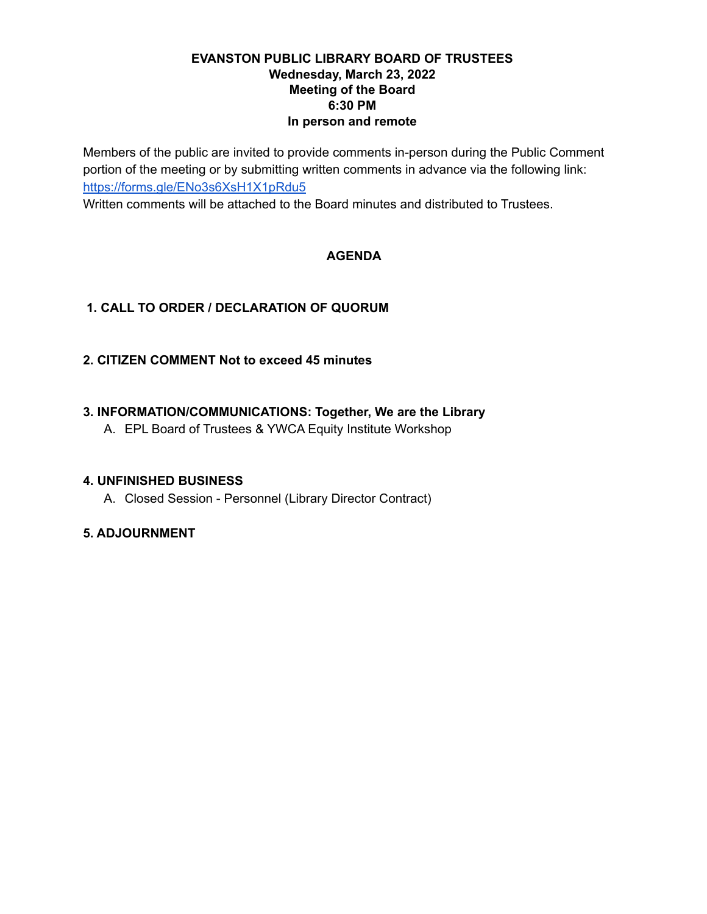**EVANSTON PUBLIC LIBRARY BOARD OF TRUSTEES**
**Wednesday, March 23, 2022**
**Meeting of the Board**
**6:30 PM**
**In person and remote**

Members of the public are invited to provide comments in-person during the Public Comment portion of the meeting or by submitting written comments in advance via the following link: https://forms.gle/ENo3s6XsH1X1pRdu5
Written comments will be attached to the Board minutes and distributed to Trustees.

## AGENDA

**1. CALL TO ORDER / DECLARATION OF QUORUM**

**2. CITIZEN COMMENT Not to exceed 45 minutes**

**3. INFORMATION/COMMUNICATIONS: Together, We are the Library**

A. EPL Board of Trustees & YWCA Equity Institute Workshop

**4. UNFINISHED BUSINESS**

A. Closed Session - Personnel (Library Director Contract)

**5. ADJOURNMENT**